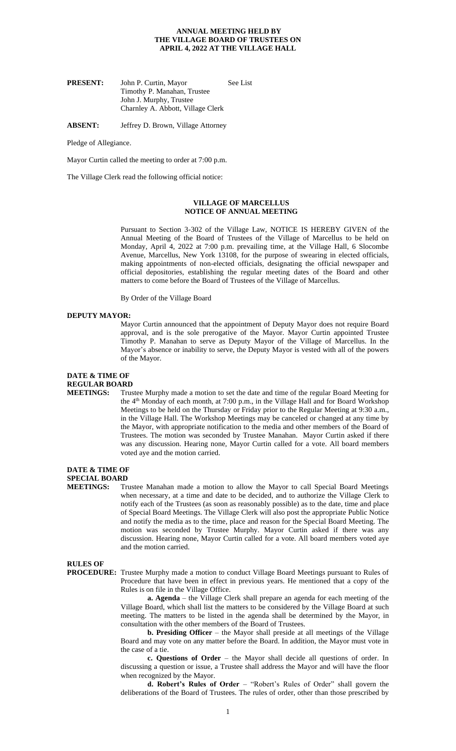# ANNUAL MEETING HELD BY THE VILLAGE BOARD OF TRUSTEES ON APRIL 4, 2022 AT THE VILLAGE HALL

**PRESENT:** John P. Curtin, Mayor — See List
Timothy P. Manahan, Trustee
John J. Murphy, Trustee
Charnley A. Abbott, Village Clerk

**ABSENT:** Jeffrey D. Brown, Village Attorney

Pledge of Allegiance.

Mayor Curtin called the meeting to order at 7:00 p.m.

The Village Clerk read the following official notice:

**VILLAGE OF MARCELLUS**
**NOTICE OF ANNUAL MEETING**

Pursuant to Section 3-302 of the Village Law, NOTICE IS HEREBY GIVEN of the Annual Meeting of the Board of Trustees of the Village of Marcellus to be held on Monday, April 4, 2022 at 7:00 p.m. prevailing time, at the Village Hall, 6 Slocombe Avenue, Marcellus, New York 13108, for the purpose of swearing in elected officials, making appointments of non-elected officials, designating the official newspaper and official depositories, establishing the regular meeting dates of the Board and other matters to come before the Board of Trustees of the Village of Marcellus.

By Order of the Village Board

**DEPUTY MAYOR:**

Mayor Curtin announced that the appointment of Deputy Mayor does not require Board approval, and is the sole prerogative of the Mayor. Mayor Curtin appointed Trustee Timothy P. Manahan to serve as Deputy Mayor of the Village of Marcellus. In the Mayor's absence or inability to serve, the Deputy Mayor is vested with all of the powers of the Mayor.

**DATE & TIME OF REGULAR BOARD MEETINGS:**

Trustee Murphy made a motion to set the date and time of the regular Board Meeting for the 4th Monday of each month, at 7:00 p.m., in the Village Hall and for Board Workshop Meetings to be held on the Thursday or Friday prior to the Regular Meeting at 9:30 a.m., in the Village Hall. The Workshop Meetings may be canceled or changed at any time by the Mayor, with appropriate notification to the media and other members of the Board of Trustees. The motion was seconded by Trustee Manahan. Mayor Curtin asked if there was any discussion. Hearing none, Mayor Curtin called for a vote. All board members voted aye and the motion carried.

**DATE & TIME OF SPECIAL BOARD MEETINGS:**

Trustee Manahan made a motion to allow the Mayor to call Special Board Meetings when necessary, at a time and date to be decided, and to authorize the Village Clerk to notify each of the Trustees (as soon as reasonably possible) as to the date, time and place of Special Board Meetings. The Village Clerk will also post the appropriate Public Notice and notify the media as to the time, place and reason for the Special Board Meeting. The motion was seconded by Trustee Murphy. Mayor Curtin asked if there was any discussion. Hearing none, Mayor Curtin called for a vote. All board members voted aye and the motion carried.

**RULES OF PROCEDURE:** Trustee Murphy made a motion to conduct Village Board Meetings pursuant to Rules of Procedure that have been in effect in previous years. He mentioned that a copy of the Rules is on file in the Village Office.

**a. Agenda** – the Village Clerk shall prepare an agenda for each meeting of the Village Board, which shall list the matters to be considered by the Village Board at such meeting. The matters to be listed in the agenda shall be determined by the Mayor, in consultation with the other members of the Board of Trustees.

**b. Presiding Officer** – the Mayor shall preside at all meetings of the Village Board and may vote on any matter before the Board. In addition, the Mayor must vote in the case of a tie.

**c. Questions of Order** – the Mayor shall decide all questions of order. In discussing a question or issue, a Trustee shall address the Mayor and will have the floor when recognized by the Mayor.

**d. Robert's Rules of Order** – "Robert's Rules of Order" shall govern the deliberations of the Board of Trustees. The rules of order, other than those prescribed by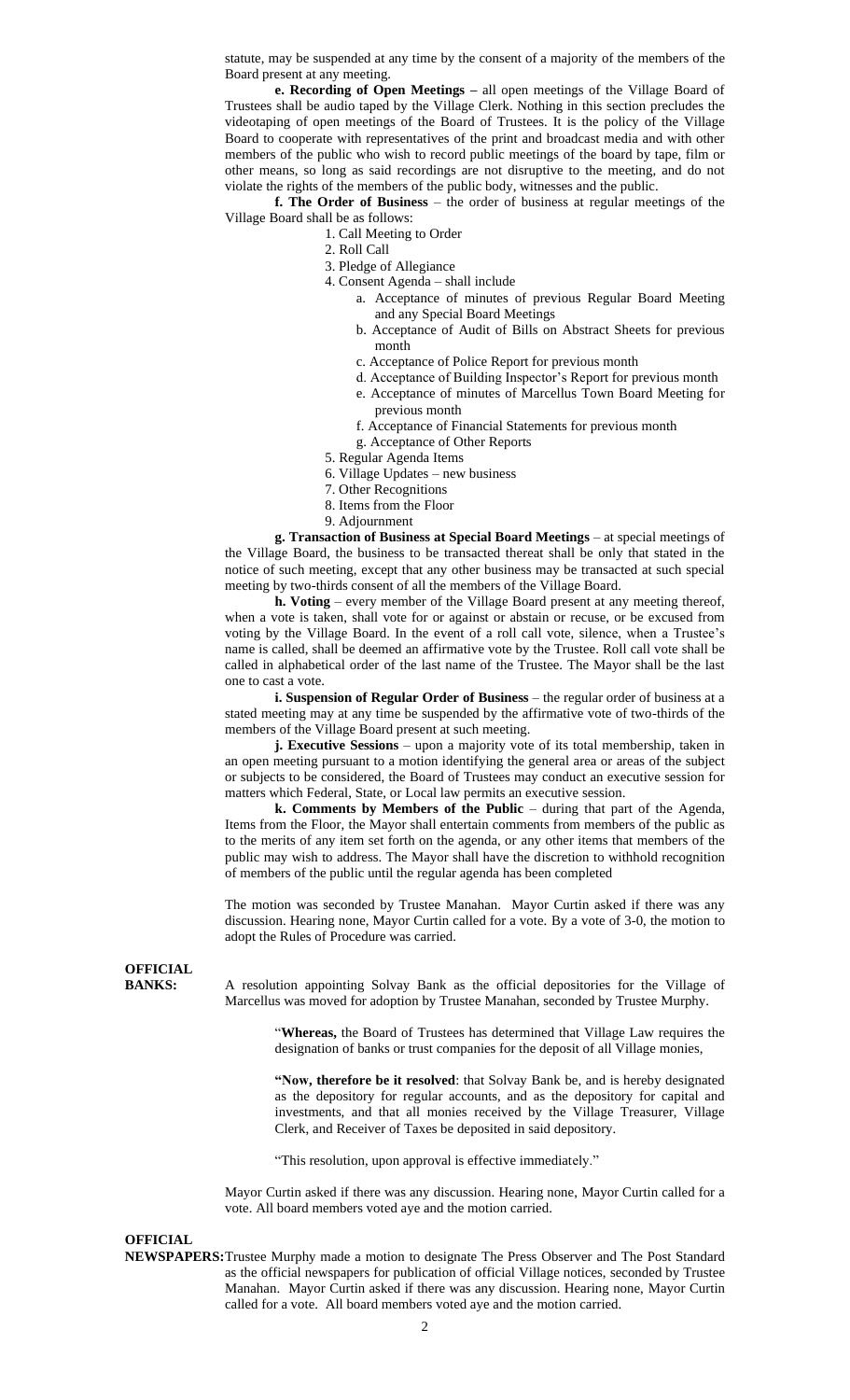statute, may be suspended at any time by the consent of a majority of the members of the Board present at any meeting.

**e. Recording of Open Meetings –** all open meetings of the Village Board of Trustees shall be audio taped by the Village Clerk. Nothing in this section precludes the videotaping of open meetings of the Board of Trustees. It is the policy of the Village Board to cooperate with representatives of the print and broadcast media and with other members of the public who wish to record public meetings of the board by tape, film or other means, so long as said recordings are not disruptive to the meeting, and do not violate the rights of the members of the public body, witnesses and the public.

**f. The Order of Business** – the order of business at regular meetings of the Village Board shall be as follows:

1. Call Meeting to Order
2. Roll Call
3. Pledge of Allegiance
4. Consent Agenda – shall include
   - a. Acceptance of minutes of previous Regular Board Meeting and any Special Board Meetings
   - b. Acceptance of Audit of Bills on Abstract Sheets for previous month
   - c. Acceptance of Police Report for previous month
   - d. Acceptance of Building Inspector's Report for previous month
   - e. Acceptance of minutes of Marcellus Town Board Meeting for previous month
   - f. Acceptance of Financial Statements for previous month
   - g. Acceptance of Other Reports
5. Regular Agenda Items
6. Village Updates – new business
7. Other Recognitions
8. Items from the Floor
9. Adjournment

**g. Transaction of Business at Special Board Meetings** – at special meetings of the Village Board, the business to be transacted thereat shall be only that stated in the notice of such meeting, except that any other business may be transacted at such special meeting by two-thirds consent of all the members of the Village Board.

**h. Voting** – every member of the Village Board present at any meeting thereof, when a vote is taken, shall vote for or against or abstain or recuse, or be excused from voting by the Village Board. In the event of a roll call vote, silence, when a Trustee's name is called, shall be deemed an affirmative vote by the Trustee. Roll call vote shall be called in alphabetical order of the last name of the Trustee. The Mayor shall be the last one to cast a vote.

**i. Suspension of Regular Order of Business** – the regular order of business at a stated meeting may at any time be suspended by the affirmative vote of two-thirds of the members of the Village Board present at such meeting.

**j. Executive Sessions** – upon a majority vote of its total membership, taken in an open meeting pursuant to a motion identifying the general area or areas of the subject or subjects to be considered, the Board of Trustees may conduct an executive session for matters which Federal, State, or Local law permits an executive session.

**k. Comments by Members of the Public** – during that part of the Agenda, Items from the Floor, the Mayor shall entertain comments from members of the public as to the merits of any item set forth on the agenda, or any other items that members of the public may wish to address. The Mayor shall have the discretion to withhold recognition of members of the public until the regular agenda has been completed

The motion was seconded by Trustee Manahan. Mayor Curtin asked if there was any discussion. Hearing none, Mayor Curtin called for a vote. By a vote of 3-0, the motion to adopt the Rules of Procedure was carried.

**OFFICIAL BANKS:** A resolution appointing Solvay Bank as the official depositories for the Village of Marcellus was moved for adoption by Trustee Manahan, seconded by Trustee Murphy.

> "**Whereas,** the Board of Trustees has determined that Village Law requires the designation of banks or trust companies for the deposit of all Village monies,
>
> **"Now, therefore be it resolved**: that Solvay Bank be, and is hereby designated as the depository for regular accounts, and as the depository for capital and investments, and that all monies received by the Village Treasurer, Village Clerk, and Receiver of Taxes be deposited in said depository.
>
> "This resolution, upon approval is effective immediately."

Mayor Curtin asked if there was any discussion. Hearing none, Mayor Curtin called for a vote. All board members voted aye and the motion carried.

**OFFICIAL NEWSPAPERS:** Trustee Murphy made a motion to designate The Press Observer and The Post Standard as the official newspapers for publication of official Village notices, seconded by Trustee Manahan. Mayor Curtin asked if there was any discussion. Hearing none, Mayor Curtin called for a vote. All board members voted aye and the motion carried.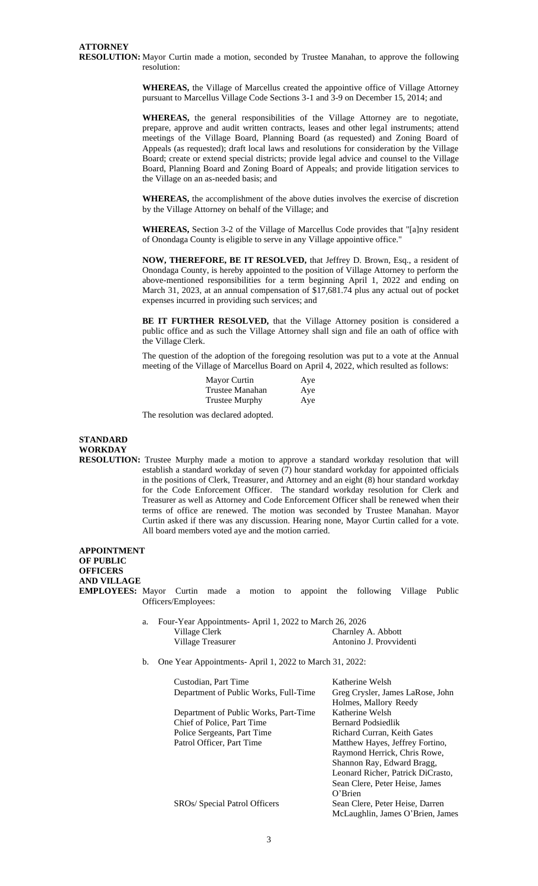**ATTORNEY RESOLUTION:** Mayor Curtin made a motion, seconded by Trustee Manahan, to approve the following resolution:

**WHEREAS,** the Village of Marcellus created the appointive office of Village Attorney pursuant to Marcellus Village Code Sections 3-1 and 3-9 on December 15, 2014; and

**WHEREAS,** the general responsibilities of the Village Attorney are to negotiate, prepare, approve and audit written contracts, leases and other legal instruments; attend meetings of the Village Board, Planning Board (as requested) and Zoning Board of Appeals (as requested); draft local laws and resolutions for consideration by the Village Board; create or extend special districts; provide legal advice and counsel to the Village Board, Planning Board and Zoning Board of Appeals; and provide litigation services to the Village on an as-needed basis; and

**WHEREAS,** the accomplishment of the above duties involves the exercise of discretion by the Village Attorney on behalf of the Village; and

**WHEREAS,** Section 3-2 of the Village of Marcellus Code provides that "[a]ny resident of Onondaga County is eligible to serve in any Village appointive office."

**NOW, THEREFORE, BE IT RESOLVED,** that Jeffrey D. Brown, Esq., a resident of Onondaga County, is hereby appointed to the position of Village Attorney to perform the above-mentioned responsibilities for a term beginning April 1, 2022 and ending on March 31, 2023, at an annual compensation of $17,681.74 plus any actual out of pocket expenses incurred in providing such services; and

**BE IT FURTHER RESOLVED,** that the Village Attorney position is considered a public office and as such the Village Attorney shall sign and file an oath of office with the Village Clerk.

The question of the adoption of the foregoing resolution was put to a vote at the Annual meeting of the Village of Marcellus Board on April 4, 2022, which resulted as follows:

| | |
|---|---|
| Mayor Curtin | Aye |
| Trustee Manahan | Aye |
| Trustee Murphy | Aye |

The resolution was declared adopted.

**STANDARD WORKDAY RESOLUTION:** Trustee Murphy made a motion to approve a standard workday resolution that will establish a standard workday of seven (7) hour standard workday for appointed officials in the positions of Clerk, Treasurer, and Attorney and an eight (8) hour standard workday for the Code Enforcement Officer. The standard workday resolution for Clerk and Treasurer as well as Attorney and Code Enforcement Officer shall be renewed when their terms of office are renewed. The motion was seconded by Trustee Manahan. Mayor Curtin asked if there was any discussion. Hearing none, Mayor Curtin called for a vote. All board members voted aye and the motion carried.

**APPOINTMENT OF PUBLIC OFFICERS AND VILLAGE EMPLOYEES:** Mayor Curtin made a motion to appoint the following Village Public Officers/Employees:

a. Four-Year Appointments- April 1, 2022 to March 26, 2026

| | |
|---|---|
| Village Clerk | Charnley A. Abbott |
| Village Treasurer | Antonino J. Provvidenti |

b. One Year Appointments- April 1, 2022 to March 31, 2022:

| | |
|---|---|
| Custodian, Part Time | Katherine Welsh |
| Department of Public Works, Full-Time | Greg Crysler, James LaRose, John Holmes, Mallory Reedy |
| Department of Public Works, Part-Time | Katherine Welsh |
| Chief of Police, Part Time | Bernard Podsiedlik |
| Police Sergeants, Part Time | Richard Curran, Keith Gates |
| Patrol Officer, Part Time | Matthew Hayes, Jeffrey Fortino, Raymond Herrick, Chris Rowe, Shannon Ray, Edward Bragg, Leonard Richer, Patrick DiCrasto, Sean Clere, Peter Heise, James O'Brien |
| SROs/ Special Patrol Officers | Sean Clere, Peter Heise, Darren McLaughlin, James O'Brien, James |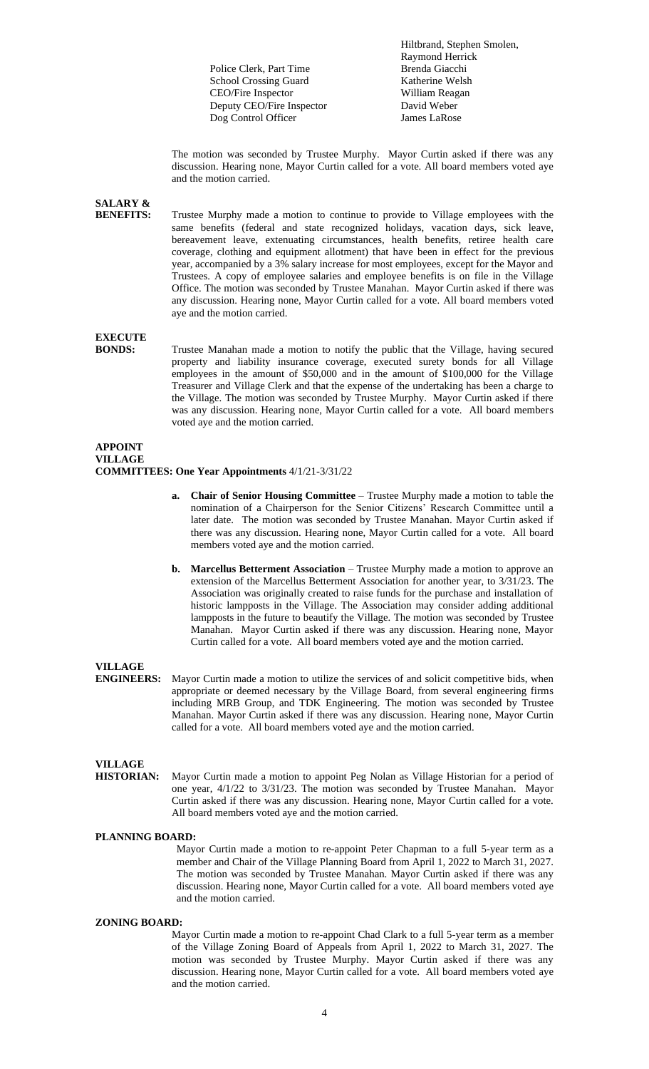| | |
|---|---|
| | Hiltbrand, Stephen Smolen, Raymond Herrick |
| Police Clerk, Part Time | Brenda Giacchi |
| School Crossing Guard | Katherine Welsh |
| CEO/Fire Inspector | William Reagan |
| Deputy CEO/Fire Inspector | David Weber |
| Dog Control Officer | James LaRose |

The motion was seconded by Trustee Murphy. Mayor Curtin asked if there was any discussion. Hearing none, Mayor Curtin called for a vote. All board members voted aye and the motion carried.

**SALARY & BENEFITS:** Trustee Murphy made a motion to continue to provide to Village employees with the same benefits (federal and state recognized holidays, vacation days, sick leave, bereavement leave, extenuating circumstances, health benefits, retiree health care coverage, clothing and equipment allotment) that have been in effect for the previous year, accompanied by a 3% salary increase for most employees, except for the Mayor and Trustees. A copy of employee salaries and employee benefits is on file in the Village Office. The motion was seconded by Trustee Manahan. Mayor Curtin asked if there was any discussion. Hearing none, Mayor Curtin called for a vote. All board members voted aye and the motion carried.

**EXECUTE BONDS:** Trustee Manahan made a motion to notify the public that the Village, having secured property and liability insurance coverage, executed surety bonds for all Village employees in the amount of $50,000 and in the amount of $100,000 for the Village Treasurer and Village Clerk and that the expense of the undertaking has been a charge to the Village. The motion was seconded by Trustee Murphy. Mayor Curtin asked if there was any discussion. Hearing none, Mayor Curtin called for a vote. All board members voted aye and the motion carried.

**APPOINT VILLAGE COMMITTEES: One Year Appointments** 4/1/21-3/31/22

**a. Chair of Senior Housing Committee** – Trustee Murphy made a motion to table the nomination of a Chairperson for the Senior Citizens' Research Committee until a later date. The motion was seconded by Trustee Manahan. Mayor Curtin asked if there was any discussion. Hearing none, Mayor Curtin called for a vote. All board members voted aye and the motion carried.

**b. Marcellus Betterment Association** – Trustee Murphy made a motion to approve an extension of the Marcellus Betterment Association for another year, to 3/31/23. The Association was originally created to raise funds for the purchase and installation of historic lampposts in the Village. The Association may consider adding additional lampposts in the future to beautify the Village. The motion was seconded by Trustee Manahan. Mayor Curtin asked if there was any discussion. Hearing none, Mayor Curtin called for a vote. All board members voted aye and the motion carried.

**VILLAGE ENGINEERS:** Mayor Curtin made a motion to utilize the services of and solicit competitive bids, when appropriate or deemed necessary by the Village Board, from several engineering firms including MRB Group, and TDK Engineering. The motion was seconded by Trustee Manahan. Mayor Curtin asked if there was any discussion. Hearing none, Mayor Curtin called for a vote. All board members voted aye and the motion carried.

**VILLAGE HISTORIAN:** Mayor Curtin made a motion to appoint Peg Nolan as Village Historian for a period of one year, 4/1/22 to 3/31/23. The motion was seconded by Trustee Manahan. Mayor Curtin asked if there was any discussion. Hearing none, Mayor Curtin called for a vote. All board members voted aye and the motion carried.

**PLANNING BOARD:**

Mayor Curtin made a motion to re-appoint Peter Chapman to a full 5-year term as a member and Chair of the Village Planning Board from April 1, 2022 to March 31, 2027. The motion was seconded by Trustee Manahan. Mayor Curtin asked if there was any discussion. Hearing none, Mayor Curtin called for a vote. All board members voted aye and the motion carried.

**ZONING BOARD:**

Mayor Curtin made a motion to re-appoint Chad Clark to a full 5-year term as a member of the Village Zoning Board of Appeals from April 1, 2022 to March 31, 2027. The motion was seconded by Trustee Murphy. Mayor Curtin asked if there was any discussion. Hearing none, Mayor Curtin called for a vote. All board members voted aye and the motion carried.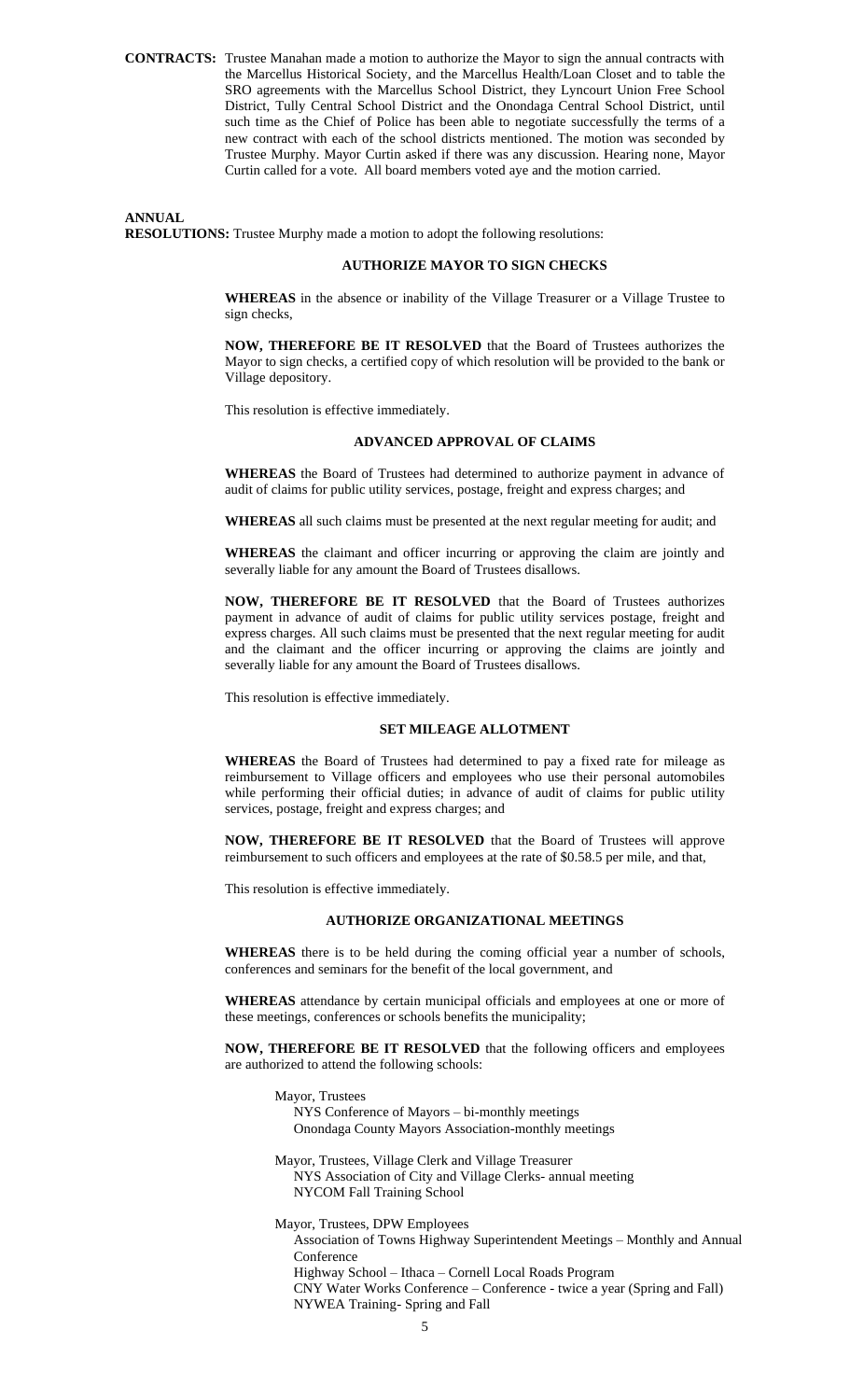**CONTRACTS:** Trustee Manahan made a motion to authorize the Mayor to sign the annual contracts with the Marcellus Historical Society, and the Marcellus Health/Loan Closet and to table the SRO agreements with the Marcellus School District, they Lyncourt Union Free School District, Tully Central School District and the Onondaga Central School District, until such time as the Chief of Police has been able to negotiate successfully the terms of a new contract with each of the school districts mentioned. The motion was seconded by Trustee Murphy. Mayor Curtin asked if there was any discussion. Hearing none, Mayor Curtin called for a vote. All board members voted aye and the motion carried.

**ANNUAL RESOLUTIONS:** Trustee Murphy made a motion to adopt the following resolutions:

**AUTHORIZE MAYOR TO SIGN CHECKS**

**WHEREAS** in the absence or inability of the Village Treasurer or a Village Trustee to sign checks,

**NOW, THEREFORE BE IT RESOLVED** that the Board of Trustees authorizes the Mayor to sign checks, a certified copy of which resolution will be provided to the bank or Village depository.

This resolution is effective immediately.

**ADVANCED APPROVAL OF CLAIMS**

**WHEREAS** the Board of Trustees had determined to authorize payment in advance of audit of claims for public utility services, postage, freight and express charges; and

**WHEREAS** all such claims must be presented at the next regular meeting for audit; and

**WHEREAS** the claimant and officer incurring or approving the claim are jointly and severally liable for any amount the Board of Trustees disallows.

**NOW, THEREFORE BE IT RESOLVED** that the Board of Trustees authorizes payment in advance of audit of claims for public utility services postage, freight and express charges. All such claims must be presented that the next regular meeting for audit and the claimant and the officer incurring or approving the claims are jointly and severally liable for any amount the Board of Trustees disallows.

This resolution is effective immediately.

**SET MILEAGE ALLOTMENT**

**WHEREAS** the Board of Trustees had determined to pay a fixed rate for mileage as reimbursement to Village officers and employees who use their personal automobiles while performing their official duties; in advance of audit of claims for public utility services, postage, freight and express charges; and

**NOW, THEREFORE BE IT RESOLVED** that the Board of Trustees will approve reimbursement to such officers and employees at the rate of $0.58.5 per mile, and that,

This resolution is effective immediately.

**AUTHORIZE ORGANIZATIONAL MEETINGS**

**WHEREAS** there is to be held during the coming official year a number of schools, conferences and seminars for the benefit of the local government, and

**WHEREAS** attendance by certain municipal officials and employees at one or more of these meetings, conferences or schools benefits the municipality;

**NOW, THEREFORE BE IT RESOLVED** that the following officers and employees are authorized to attend the following schools:

Mayor, Trustees
- NYS Conference of Mayors – bi-monthly meetings
- Onondaga County Mayors Association-monthly meetings

Mayor, Trustees, Village Clerk and Village Treasurer
- NYS Association of City and Village Clerks- annual meeting
- NYCOM Fall Training School

Mayor, Trustees, DPW Employees
- Association of Towns Highway Superintendent Meetings – Monthly and Annual Conference
- Highway School – Ithaca – Cornell Local Roads Program
- CNY Water Works Conference – Conference - twice a year (Spring and Fall)
- NYWEA Training- Spring and Fall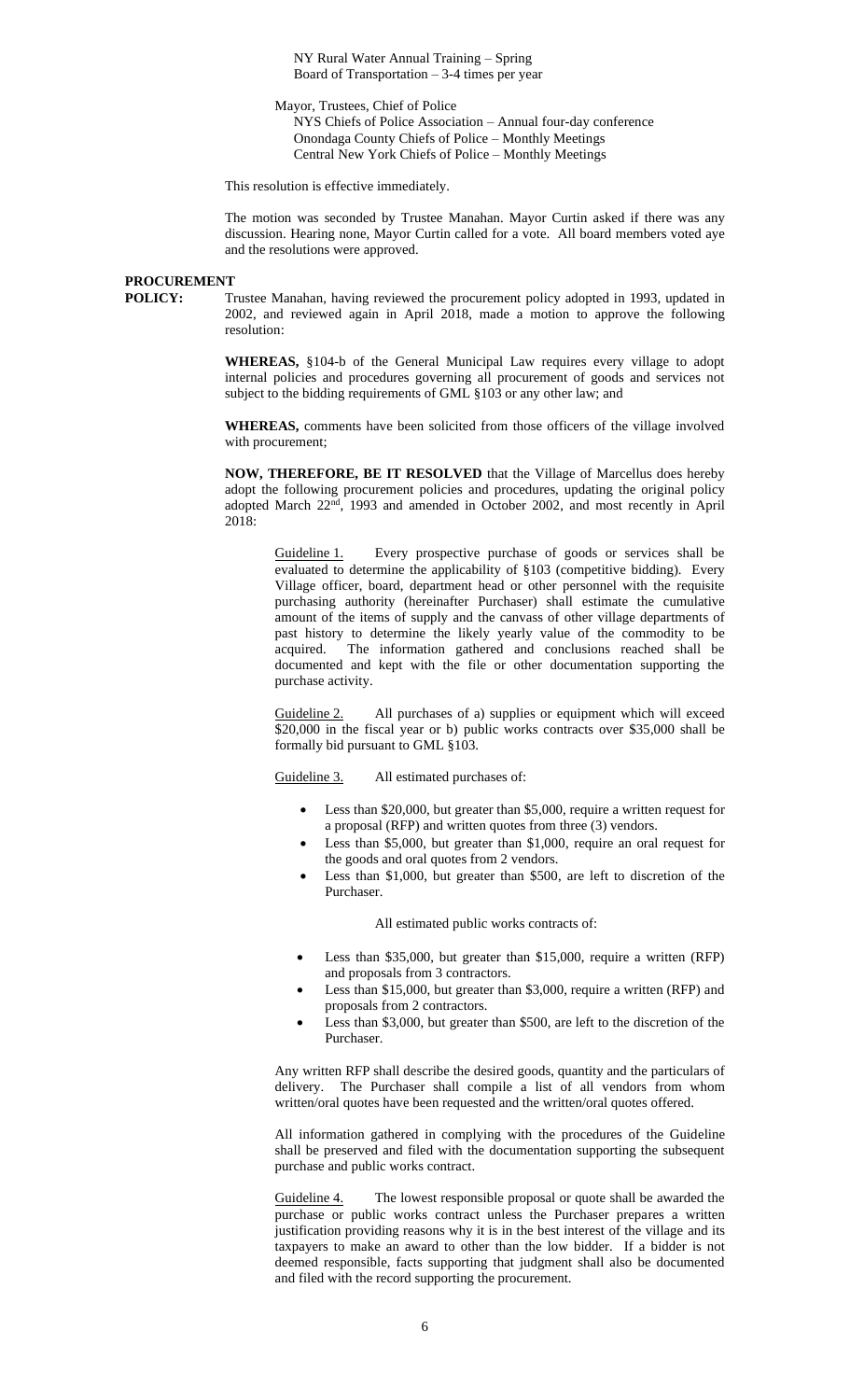NY Rural Water Annual Training – Spring
Board of Transportation – 3-4 times per year

Mayor, Trustees, Chief of Police
NYS Chiefs of Police Association – Annual four-day conference
Onondaga County Chiefs of Police – Monthly Meetings
Central New York Chiefs of Police – Monthly Meetings

This resolution is effective immediately.

The motion was seconded by Trustee Manahan. Mayor Curtin asked if there was any discussion. Hearing none, Mayor Curtin called for a vote. All board members voted aye and the resolutions were approved.

**PROCUREMENT POLICY:** Trustee Manahan, having reviewed the procurement policy adopted in 1993, updated in 2002, and reviewed again in April 2018, made a motion to approve the following resolution:

**WHEREAS,** §104-b of the General Municipal Law requires every village to adopt internal policies and procedures governing all procurement of goods and services not subject to the bidding requirements of GML §103 or any other law; and

**WHEREAS,** comments have been solicited from those officers of the village involved with procurement;

**NOW, THEREFORE, BE IT RESOLVED** that the Village of Marcellus does hereby adopt the following procurement policies and procedures, updating the original policy adopted March 22nd, 1993 and amended in October 2002, and most recently in April 2018:

Guideline 1. Every prospective purchase of goods or services shall be evaluated to determine the applicability of §103 (competitive bidding). Every Village officer, board, department head or other personnel with the requisite purchasing authority (hereinafter Purchaser) shall estimate the cumulative amount of the items of supply and the canvass of other village departments of past history to determine the likely yearly value of the commodity to be acquired. The information gathered and conclusions reached shall be documented and kept with the file or other documentation supporting the purchase activity.

Guideline 2. All purchases of a) supplies or equipment which will exceed $20,000 in the fiscal year or b) public works contracts over $35,000 shall be formally bid pursuant to GML §103.

Guideline 3. All estimated purchases of:

- Less than $20,000, but greater than $5,000, require a written request for a proposal (RFP) and written quotes from three (3) vendors.
- Less than $5,000, but greater than $1,000, require an oral request for the goods and oral quotes from 2 vendors.
- Less than $1,000, but greater than $500, are left to discretion of the Purchaser.

All estimated public works contracts of:

- Less than $35,000, but greater than $15,000, require a written (RFP) and proposals from 3 contractors.
- Less than $15,000, but greater than $3,000, require a written (RFP) and proposals from 2 contractors.
- Less than $3,000, but greater than $500, are left to the discretion of the Purchaser.

Any written RFP shall describe the desired goods, quantity and the particulars of delivery. The Purchaser shall compile a list of all vendors from whom written/oral quotes have been requested and the written/oral quotes offered.

All information gathered in complying with the procedures of the Guideline shall be preserved and filed with the documentation supporting the subsequent purchase and public works contract.

Guideline 4. The lowest responsible proposal or quote shall be awarded the purchase or public works contract unless the Purchaser prepares a written justification providing reasons why it is in the best interest of the village and its taxpayers to make an award to other than the low bidder. If a bidder is not deemed responsible, facts supporting that judgment shall also be documented and filed with the record supporting the procurement.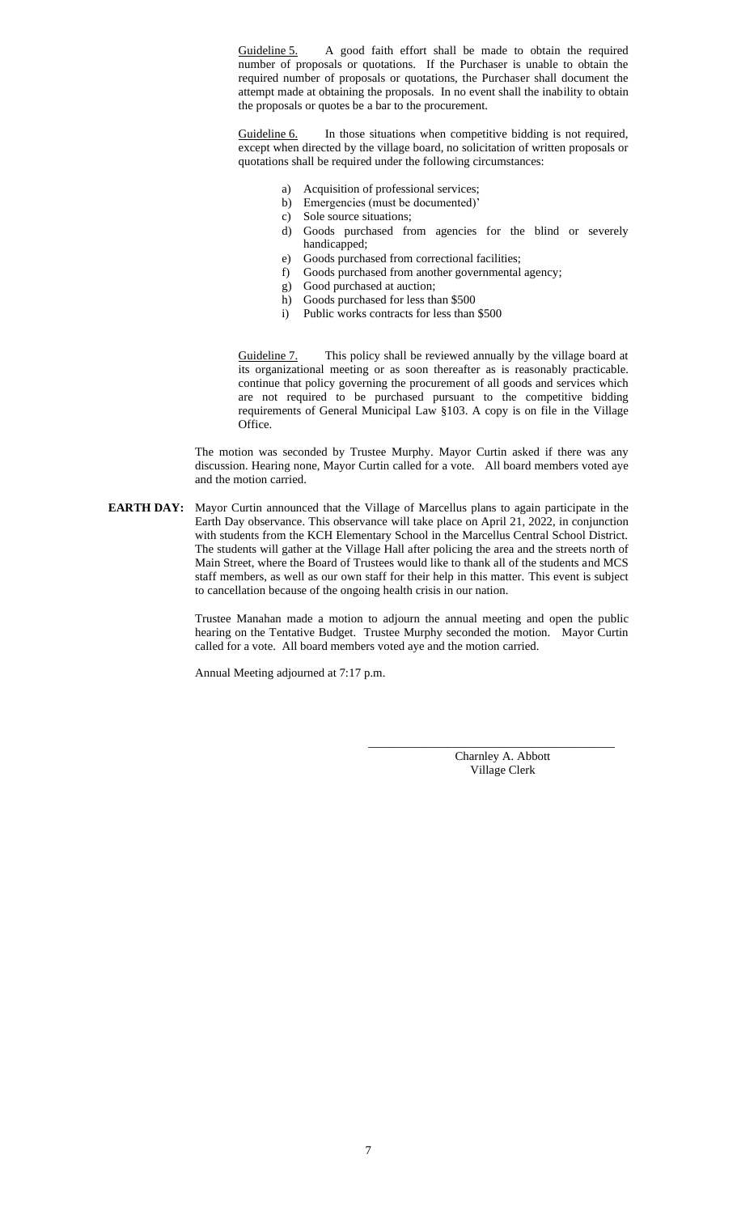Guideline 5. A good faith effort shall be made to obtain the required number of proposals or quotations. If the Purchaser is unable to obtain the required number of proposals or quotations, the Purchaser shall document the attempt made at obtaining the proposals. In no event shall the inability to obtain the proposals or quotes be a bar to the procurement.

Guideline 6. In those situations when competitive bidding is not required, except when directed by the village board, no solicitation of written proposals or quotations shall be required under the following circumstances:

a) Acquisition of professional services;
b) Emergencies (must be documented)'
c) Sole source situations;
d) Goods purchased from agencies for the blind or severely handicapped;
e) Goods purchased from correctional facilities;
f) Goods purchased from another governmental agency;
g) Good purchased at auction;
h) Goods purchased for less than $500
i) Public works contracts for less than $500

Guideline 7. This policy shall be reviewed annually by the village board at its organizational meeting or as soon thereafter as is reasonably practicable. continue that policy governing the procurement of all goods and services which are not required to be purchased pursuant to the competitive bidding requirements of General Municipal Law §103. A copy is on file in the Village Office.

The motion was seconded by Trustee Murphy. Mayor Curtin asked if there was any discussion. Hearing none, Mayor Curtin called for a vote. All board members voted aye and the motion carried.

**EARTH DAY:** Mayor Curtin announced that the Village of Marcellus plans to again participate in the Earth Day observance. This observance will take place on April 21, 2022, in conjunction with students from the KCH Elementary School in the Marcellus Central School District. The students will gather at the Village Hall after policing the area and the streets north of Main Street, where the Board of Trustees would like to thank all of the students and MCS staff members, as well as our own staff for their help in this matter. This event is subject to cancellation because of the ongoing health crisis in our nation.

Trustee Manahan made a motion to adjourn the annual meeting and open the public hearing on the Tentative Budget. Trustee Murphy seconded the motion. Mayor Curtin called for a vote. All board members voted aye and the motion carried.

Annual Meeting adjourned at 7:17 p.m.

Charnley A. Abbott
Village Clerk